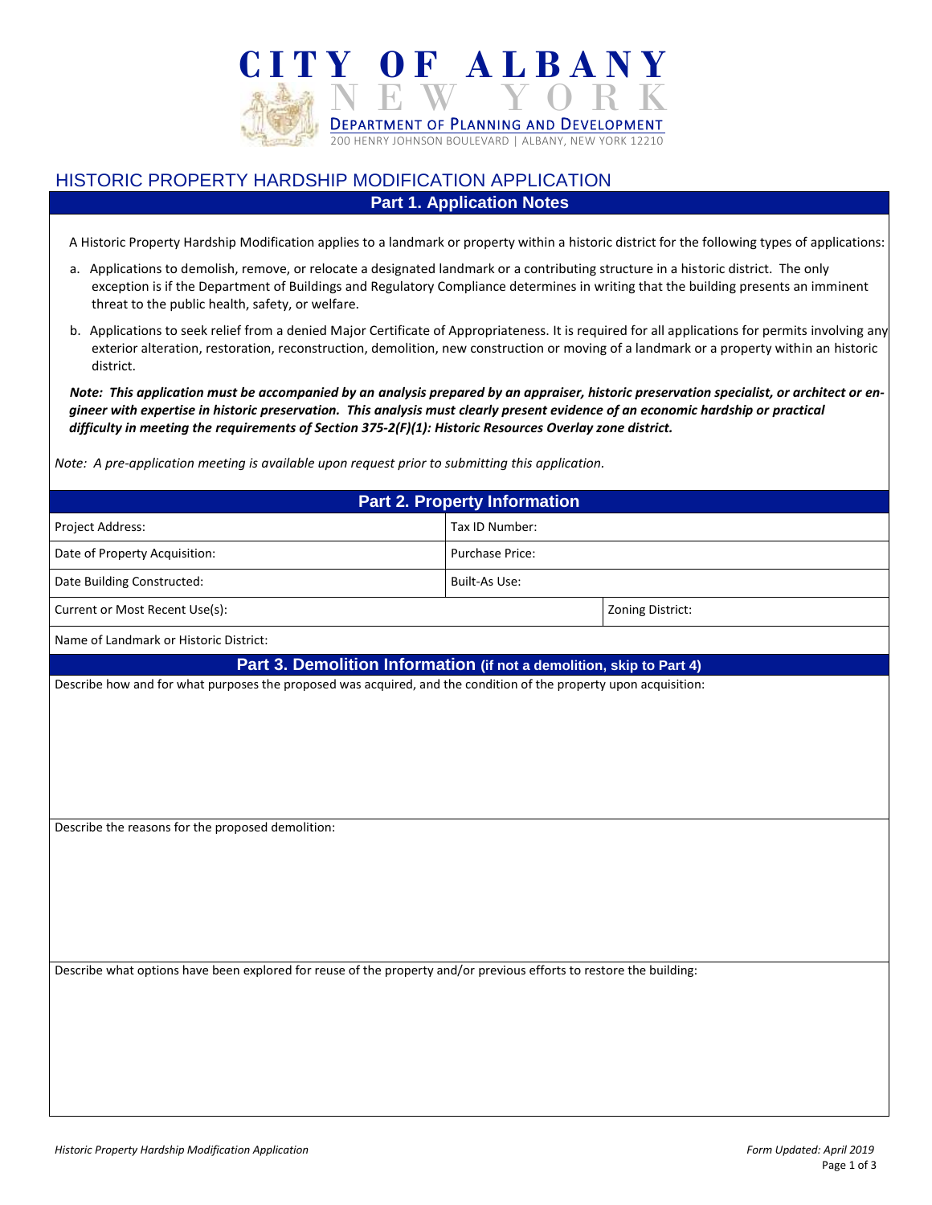# CITY OF ALBANY

NEW YORK

DEPARTMENT OF PLANNING AND DEVELOPMENT

200 HENRY JOHNSON BOULEVARD | ALBANY, NEW YORK 12210

## HISTORIC PROPERTY HARDSHIP MODIFICATION APPLICATION

### Part 1. Application Notes

A Historic Property Hardship Modification applies to a landmark or property within a historic district for the following types of applications:

a. Applications to demolish, remove, or relocate a designated landmark or a contributing structure in a historic district. The only exception is if the Department of Buildings and Regulatory Compliance determines in writing that the building presents an imminent threat to the public health, safety, or welfare.

b. Applications to seek relief from a denied Major Certificate of Appropriateness. It is required for all applications for permits involving any exterior alteration, restoration, reconstruction, demolition, new construction or moving of a landmark or a property within an historic district.

***Note: This application must be accompanied by an analysis prepared by an appraiser, historic preservation specialist, or architect or engineer with expertise in historic preservation. This analysis must clearly present evidence of an economic hardship or practical difficulty in meeting the requirements of Section 375-2(F)(1): Historic Resources Overlay zone district.***

*Note: A pre-application meeting is available upon request prior to submitting this application.*

### Part 2. Property Information

| Project Address: | Tax ID Number: | |
|---|---|---|
| Date of Property Acquisition: | Purchase Price: | |
| Date Building Constructed: | Built-As Use: | |
| Current or Most Recent Use(s): | | Zoning District: |
| Name of Landmark or Historic District: | | |

### Part 3. Demolition Information (if not a demolition, skip to Part 4)

Describe how and for what purposes the proposed was acquired, and the condition of the property upon acquisition:

Describe the reasons for the proposed demolition:

Describe what options have been explored for reuse of the property and/or previous efforts to restore the building: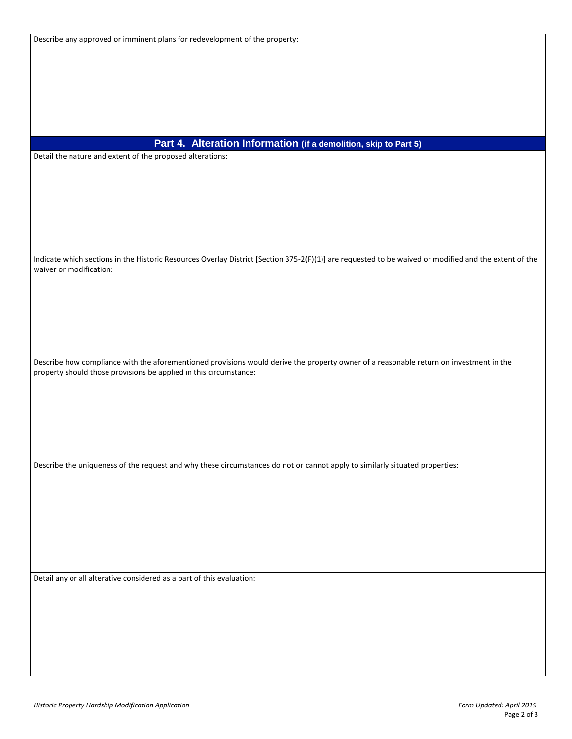Describe any approved or imminent plans for redevelopment of the property:

## Part 4. Alteration Information (if a demolition, skip to Part 5)

Detail the nature and extent of the proposed alterations:

Indicate which sections in the Historic Resources Overlay District [Section 375-2(F)(1)] are requested to be waived or modified and the extent of the waiver or modification:

Describe how compliance with the aforementioned provisions would derive the property owner of a reasonable return on investment in the property should those provisions be applied in this circumstance:

Describe the uniqueness of the request and why these circumstances do not or cannot apply to similarly situated properties:

Detail any or all alterative considered as a part of this evaluation: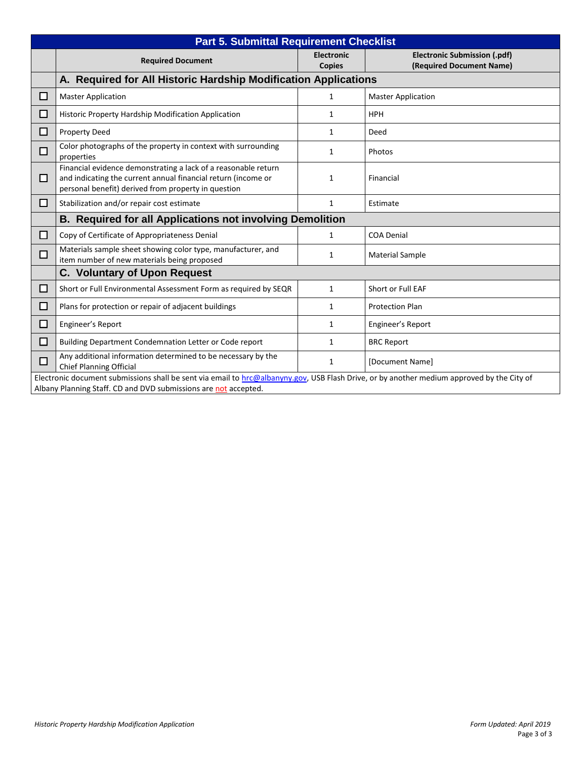## Part 5. Submittal Requirement Checklist

| | Required Document | Electronic Copies | Electronic Submission (.pdf) (Required Document Name) |
|---|---|---|---|
| | **A. Required for All Historic Hardship Modification Applications** | | |
| ☐ | Master Application | 1 | Master Application |
| ☐ | Historic Property Hardship Modification Application | 1 | HPH |
| ☐ | Property Deed | 1 | Deed |
| ☐ | Color photographs of the property in context with surrounding properties | 1 | Photos |
| ☐ | Financial evidence demonstrating a lack of a reasonable return and indicating the current annual financial return (income or personal benefit) derived from property in question | 1 | Financial |
| ☐ | Stabilization and/or repair cost estimate | 1 | Estimate |
| | **B. Required for all Applications not involving Demolition** | | |
| ☐ | Copy of Certificate of Appropriateness Denial | 1 | COA Denial |
| ☐ | Materials sample sheet showing color type, manufacturer, and item number of new materials being proposed | 1 | Material Sample |
| | **C. Voluntary of Upon Request** | | |
| ☐ | Short or Full Environmental Assessment Form as required by SEQR | 1 | Short or Full EAF |
| ☐ | Plans for protection or repair of adjacent buildings | 1 | Protection Plan |
| ☐ | Engineer's Report | 1 | Engineer's Report |
| ☐ | Building Department Condemnation Letter or Code report | 1 | BRC Report |
| ☐ | Any additional information determined to be necessary by the Chief Planning Official | 1 | [Document Name] |

Electronic document submissions shall be sent via email to hrc@albanyny.gov, USB Flash Drive, or by another medium approved by the City of Albany Planning Staff. CD and DVD submissions are not accepted.